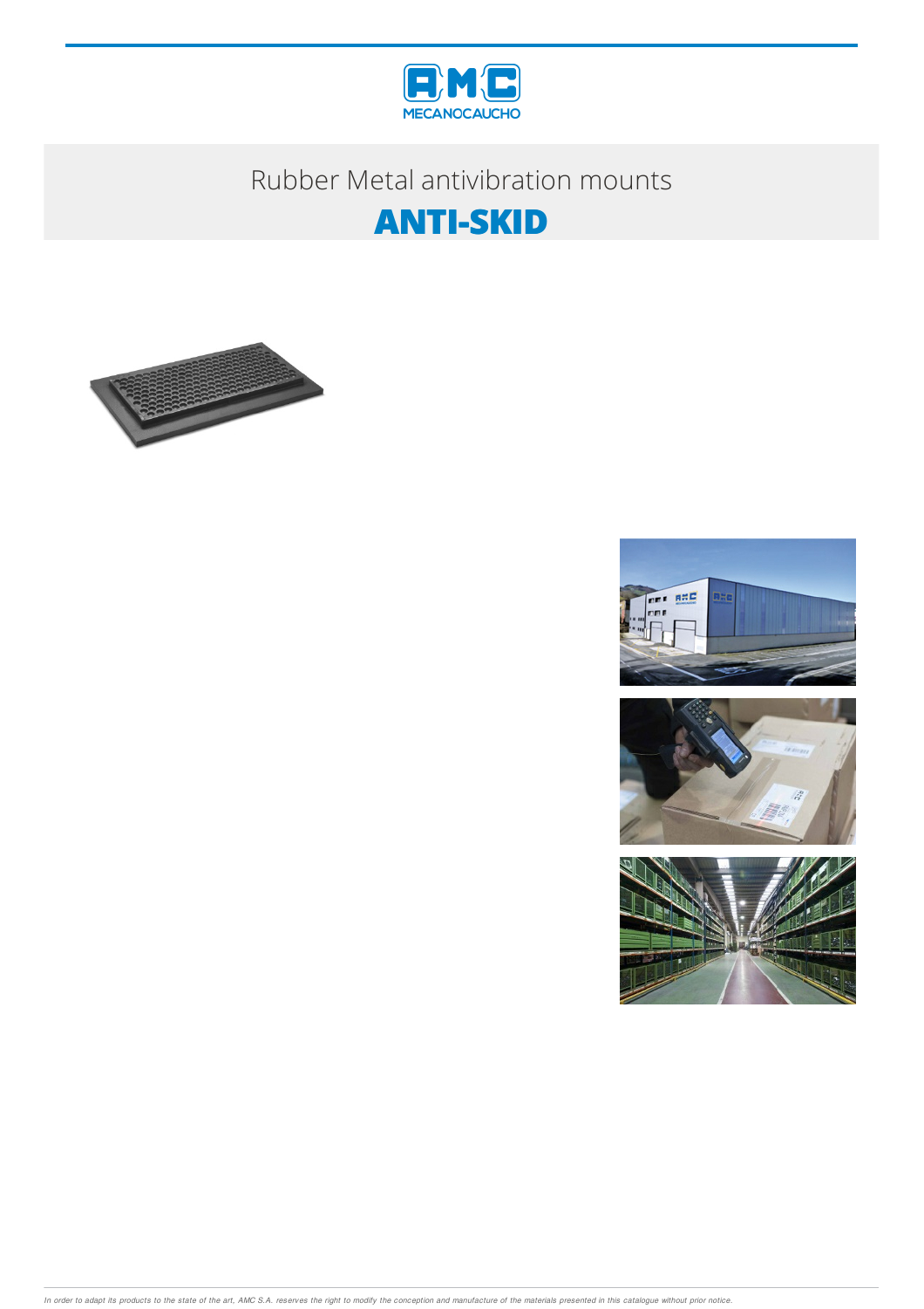Rubber Metal antivibration mounts

# ANTI-SKID

In order to adapt its products to the state of the art, AMC S.A. reserves the right to modify the conception and manufacture of the materials presented in this catalogue without prior notice.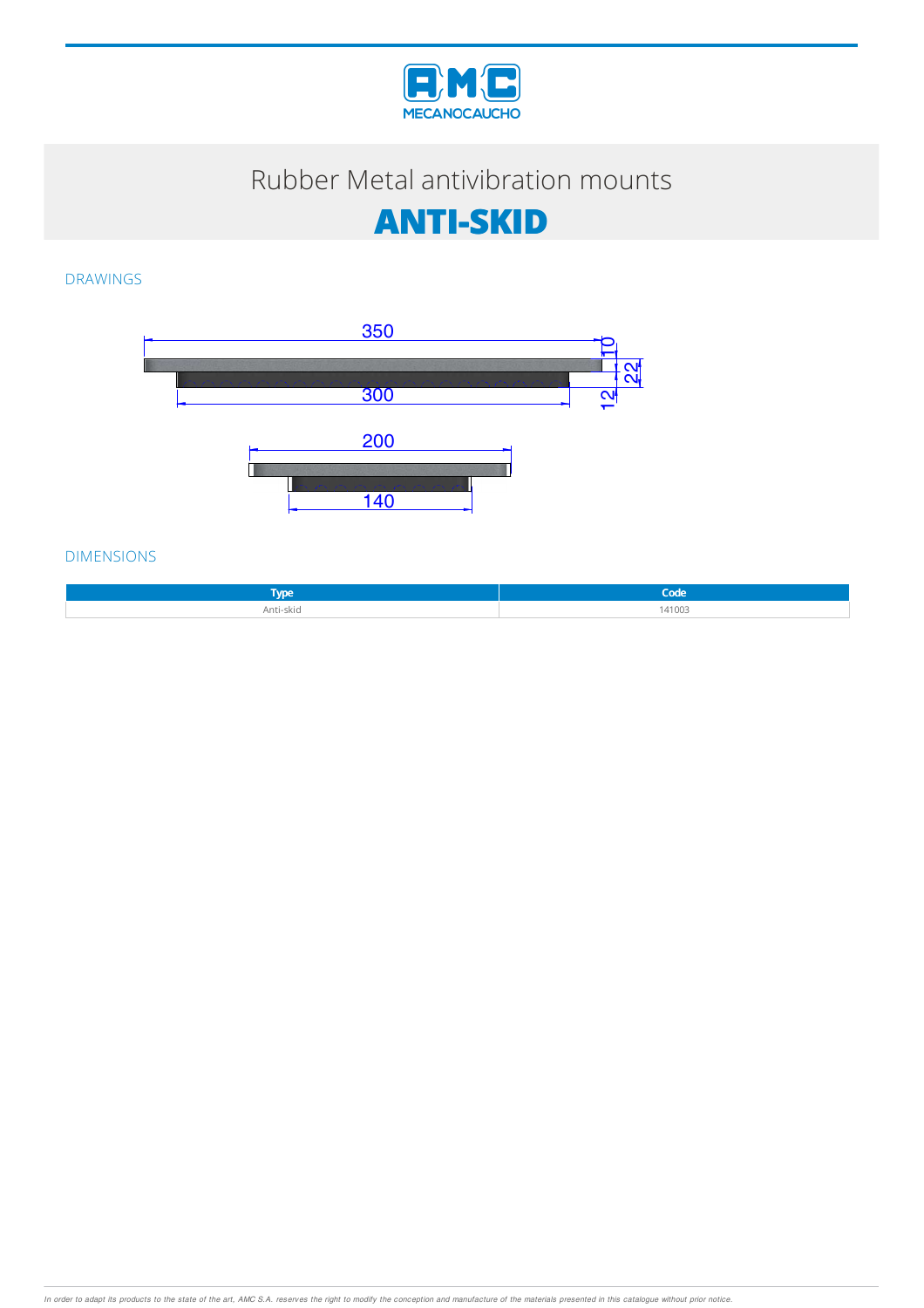# Rubber Metal antivibration mounts

## ANTI-SKID

### DRAWINGS

350

300

10

22

12

200

140

### DIMENSIONS

| Type | Code |
| --- | --- |
| Anti-skid | 141003 |

*In order to adapt its products to the state of the art, AMC S.A. reserves the right to modify the conception and manufacture of the materials presented in this catalogue without prior notice.*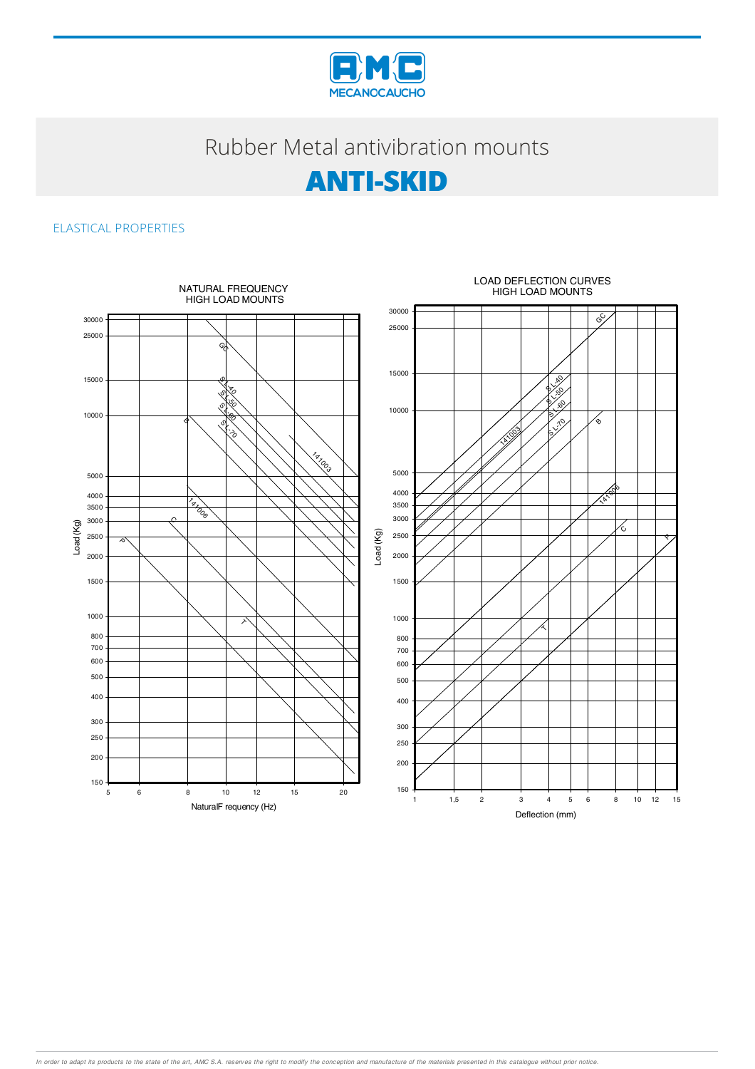# Rubber Metal antivibration mounts

# ANTI-SKID

## ELASTICAL PROPERTIES

NATURAL FREQUENCY
HIGH LOAD MOUNTS

Load (Kg)

30000
25000
15000
10000
5000
4000
3500
3000
2500
2000
1500
1000
800
700
600
500
400
300
250
200
150

5 6 8 10 12 15 20

NaturalF requency (Hz)

GC
S L-40
S L-50
S L-60
S L-70
B
141003
141006
C
P
T

LOAD DEFLECTION CURVES
HIGH LOAD MOUNTS

Load (Kg)

30000
25000
15000
10000
5000
4000
3500
3000
2500
2000
1500
1000
800
700
600
500
400
300
250
200
150

1 1,5 2 3 4 5 6 8 10 12 15

Deflection (mm)

GC
S L-40
S L-50
S L-60
S L-70
141003
B
141006
C
P
T

*In order to adapt its products to the state of the art, AMC S.A. reserves the right to modify the conception and manufacture of the materials presented in this catalogue without prior notice.*